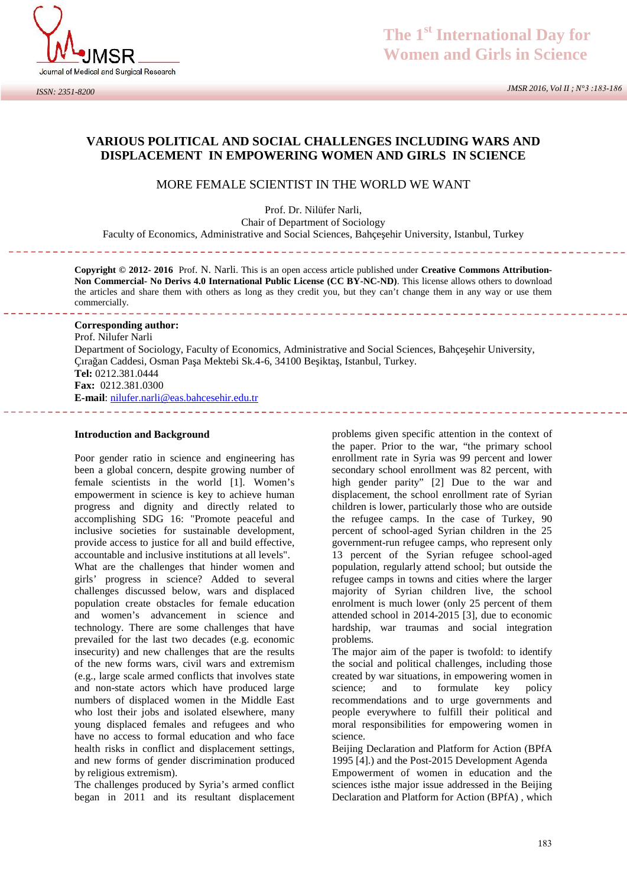# VARIOUS POLITICAL AND SOCIAL CHALLENGES INCLUDING WARS AND DISPLACEMENT IN EMPOWERING WOMEN AND GIRLS IN SCIENCE

## MORE FEMALE SCIENTIST IN THE WORLD WE WANT

Prof. Dr. Nilüfer Narli,
Chair of Department of Sociology
Faculty of Economics, Administrative and Social Sciences, Bahçeşehir University, Istanbul, Turkey

**Copyright © 2012- 2016** Prof. N. Narli. This is an open access article published under **Creative Commons Attribution-Non Commercial- No Derivs 4.0 International Public License (CC BY-NC-ND)**. This license allows others to download the articles and share them with others as long as they credit you, but they can't change them in any way or use them commercially.

**Corresponding author:**
Prof. Nilufer Narli
Department of Sociology, Faculty of Economics, Administrative and Social Sciences, Bahçeşehir University, Çırağan Caddesi, Osman Paşa Mektebi Sk.4-6, 34100 Beşiktaş, Istanbul, Turkey.
**Tel:** 0212.381.0444
**Fax:** 0212.381.0300
**E-mail**: nilufer.narli@eas.bahcesehir.edu.tr

### Introduction and Background

Poor gender ratio in science and engineering has been a global concern, despite growing number of female scientists in the world [1]. Women's empowerment in science is key to achieve human progress and dignity and directly related to accomplishing SDG 16: "Promote peaceful and inclusive societies for sustainable development, provide access to justice for all and build effective, accountable and inclusive institutions at all levels".
What are the challenges that hinder women and girls' progress in science? Added to several challenges discussed below, wars and displaced population create obstacles for female education and women's advancement in science and technology. There are some challenges that have prevailed for the last two decades (e.g. economic insecurity) and new challenges that are the results of the new forms wars, civil wars and extremism (e.g., large scale armed conflicts that involves state and non-state actors which have produced large numbers of displaced women in the Middle East who lost their jobs and isolated elsewhere, many young displaced females and refugees and who have no access to formal education and who face health risks in conflict and displacement settings, and new forms of gender discrimination produced by religious extremism).
The challenges produced by Syria's armed conflict began in 2011 and its resultant displacement problems given specific attention in the context of the paper. Prior to the war, "the primary school enrollment rate in Syria was 99 percent and lower secondary school enrollment was 82 percent, with high gender parity" [2] Due to the war and displacement, the school enrollment rate of Syrian children is lower, particularly those who are outside the refugee camps. In the case of Turkey, 90 percent of school-aged Syrian children in the 25 government-run refugee camps, who represent only 13 percent of the Syrian refugee school-aged population, regularly attend school; but outside the refugee camps in towns and cities where the larger majority of Syrian children live, the school enrolment is much lower (only 25 percent of them attended school in 2014-2015 [3], due to economic hardship, war traumas and social integration problems.
The major aim of the paper is twofold: to identify the social and political challenges, including those created by war situations, in empowering women in science; and to formulate key policy recommendations and to urge governments and people everywhere to fulfill their political and moral responsibilities for empowering women in science.
Beijing Declaration and Platform for Action (BPfA 1995 [4].) and the Post-2015 Development Agenda
Empowerment of women in education and the sciences isthe major issue addressed in the Beijing Declaration and Platform for Action (BPfA) , which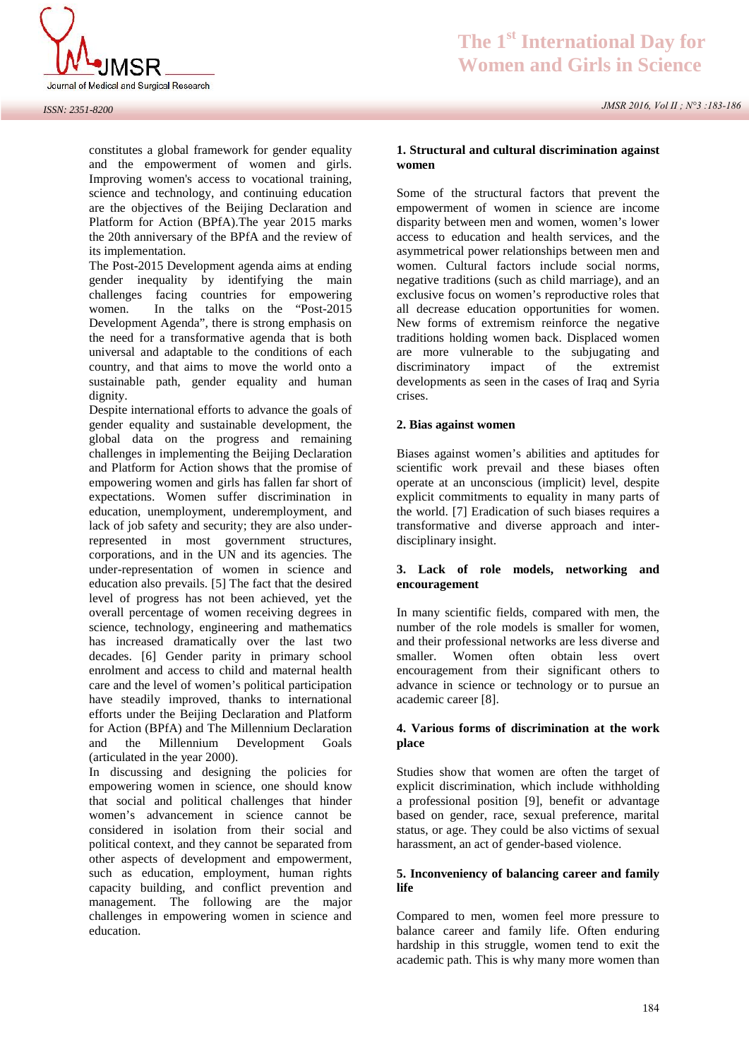constitutes a global framework for gender equality and the empowerment of women and girls. Improving women's access to vocational training, science and technology, and continuing education are the objectives of the Beijing Declaration and Platform for Action (BPfA).The year 2015 marks the 20th anniversary of the BPfA and the review of its implementation.

The Post-2015 Development agenda aims at ending gender inequality by identifying the main challenges facing countries for empowering women. In the talks on the "Post-2015 Development Agenda", there is strong emphasis on the need for a transformative agenda that is both universal and adaptable to the conditions of each country, and that aims to move the world onto a sustainable path, gender equality and human dignity.

Despite international efforts to advance the goals of gender equality and sustainable development, the global data on the progress and remaining challenges in implementing the Beijing Declaration and Platform for Action shows that the promise of empowering women and girls has fallen far short of expectations. Women suffer discrimination in education, unemployment, underemployment, and lack of job safety and security; they are also under-represented in most government structures, corporations, and in the UN and its agencies. The under-representation of women in science and education also prevails. [5] The fact that the desired level of progress has not been achieved, yet the overall percentage of women receiving degrees in science, technology, engineering and mathematics has increased dramatically over the last two decades. [6] Gender parity in primary school enrolment and access to child and maternal health care and the level of women's political participation have steadily improved, thanks to international efforts under the Beijing Declaration and Platform for Action (BPfA) and The Millennium Declaration and the Millennium Development Goals (articulated in the year 2000).

In discussing and designing the policies for empowering women in science, one should know that social and political challenges that hinder women's advancement in science cannot be considered in isolation from their social and political context, and they cannot be separated from other aspects of development and empowerment, such as education, employment, human rights capacity building, and conflict prevention and management. The following are the major challenges in empowering women in science and education.

**1. Structural and cultural discrimination against women**

Some of the structural factors that prevent the empowerment of women in science are income disparity between men and women, women's lower access to education and health services, and the asymmetrical power relationships between men and women. Cultural factors include social norms, negative traditions (such as child marriage), and an exclusive focus on women's reproductive roles that all decrease education opportunities for women. New forms of extremism reinforce the negative traditions holding women back. Displaced women are more vulnerable to the subjugating and discriminatory impact of the extremist developments as seen in the cases of Iraq and Syria crises.

**2. Bias against women**

Biases against women's abilities and aptitudes for scientific work prevail and these biases often operate at an unconscious (implicit) level, despite explicit commitments to equality in many parts of the world. [7] Eradication of such biases requires a transformative and diverse approach and inter-disciplinary insight.

**3. Lack of role models, networking and encouragement**

In many scientific fields, compared with men, the number of the role models is smaller for women, and their professional networks are less diverse and smaller. Women often obtain less overt encouragement from their significant others to advance in science or technology or to pursue an academic career [8].

**4. Various forms of discrimination at the work place**

Studies show that women are often the target of explicit discrimination, which include withholding a professional position [9], benefit or advantage based on gender, race, sexual preference, marital status, or age. They could be also victims of sexual harassment, an act of gender-based violence.

**5. Inconveniency of balancing career and family life**

Compared to men, women feel more pressure to balance career and family life. Often enduring hardship in this struggle, women tend to exit the academic path. This is why many more women than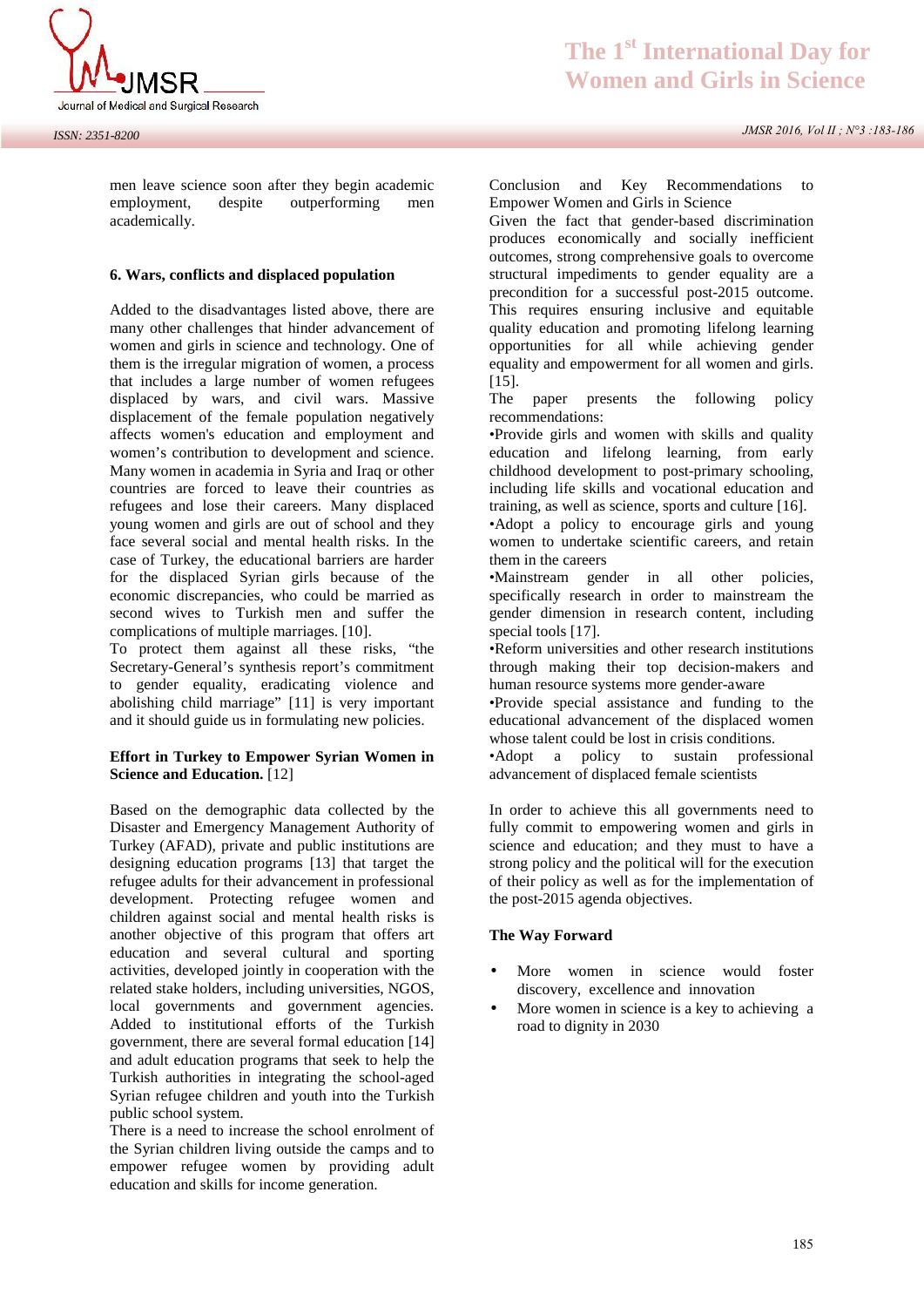men leave science soon after they begin academic employment, despite outperforming men academically.

### 6. Wars, conflicts and displaced population

Added to the disadvantages listed above, there are many other challenges that hinder advancement of women and girls in science and technology. One of them is the irregular migration of women, a process that includes a large number of women refugees displaced by wars, and civil wars. Massive displacement of the female population negatively affects women's education and employment and women's contribution to development and science. Many women in academia in Syria and Iraq or other countries are forced to leave their countries as refugees and lose their careers. Many displaced young women and girls are out of school and they face several social and mental health risks. In the case of Turkey, the educational barriers are harder for the displaced Syrian girls because of the economic discrepancies, who could be married as second wives to Turkish men and suffer the complications of multiple marriages. [10].

To protect them against all these risks, "the Secretary-General's synthesis report's commitment to gender equality, eradicating violence and abolishing child marriage" [11] is very important and it should guide us in formulating new policies.

### Effort in Turkey to Empower Syrian Women in Science and Education. [12]

Based on the demographic data collected by the Disaster and Emergency Management Authority of Turkey (AFAD), private and public institutions are designing education programs [13] that target the refugee adults for their advancement in professional development. Protecting refugee women and children against social and mental health risks is another objective of this program that offers art education and several cultural and sporting activities, developed jointly in cooperation with the related stake holders, including universities, NGOS, local governments and government agencies. Added to institutional efforts of the Turkish government, there are several formal education [14] and adult education programs that seek to help the Turkish authorities in integrating the school-aged Syrian refugee children and youth into the Turkish public school system.

There is a need to increase the school enrolment of the Syrian children living outside the camps and to empower refugee women by providing adult education and skills for income generation.

Conclusion and Key Recommendations to Empower Women and Girls in Science

Given the fact that gender-based discrimination produces economically and socially inefficient outcomes, strong comprehensive goals to overcome structural impediments to gender equality are a precondition for a successful post-2015 outcome. This requires ensuring inclusive and equitable quality education and promoting lifelong learning opportunities for all while achieving gender equality and empowerment for all women and girls. [15].

The paper presents the following policy recommendations:

•Provide girls and women with skills and quality education and lifelong learning, from early childhood development to post-primary schooling, including life skills and vocational education and training, as well as science, sports and culture [16].

•Adopt a policy to encourage girls and young women to undertake scientific careers, and retain them in the careers

•Mainstream gender in all other policies, specifically research in order to mainstream the gender dimension in research content, including special tools [17].

•Reform universities and other research institutions through making their top decision-makers and human resource systems more gender-aware

•Provide special assistance and funding to the educational advancement of the displaced women whose talent could be lost in crisis conditions.

•Adopt a policy to sustain professional advancement of displaced female scientists

In order to achieve this all governments need to fully commit to empowering women and girls in science and education; and they must to have a strong policy and the political will for the execution of their policy as well as for the implementation of the post-2015 agenda objectives.

### The Way Forward

- More women in science would foster discovery, excellence and innovation
- More women in science is a key to achieving a road to dignity in 2030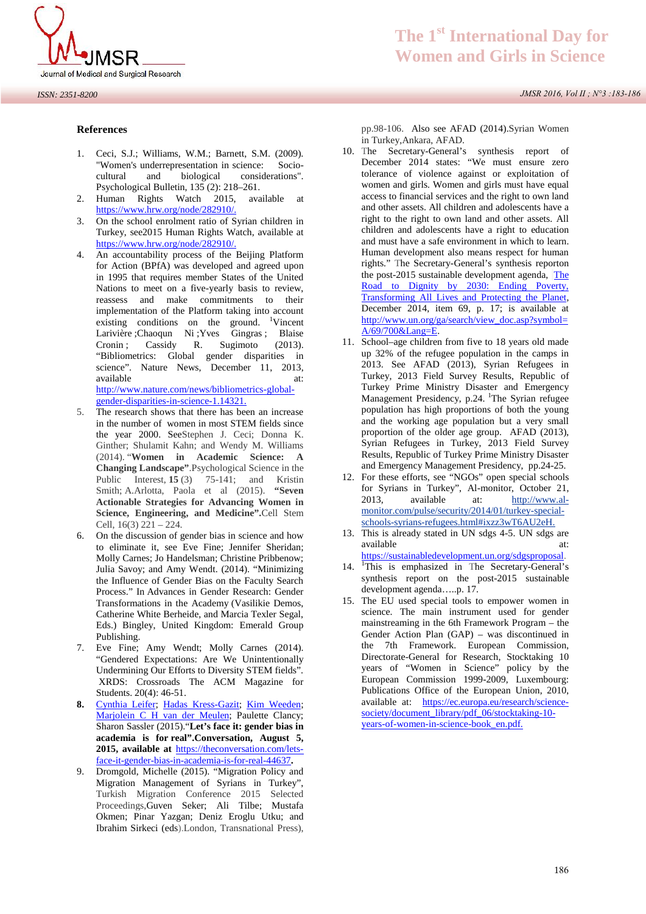## References

1. Ceci, S.J.; Williams, W.M.; Barnett, S.M. (2009). "Women's underrepresentation in science: Socio-cultural and biological considerations". Psychological Bulletin, 135 (2): 218–261.
2. Human Rights Watch 2015, available at https://www.hrw.org/node/282910/.
3. On the school enrolment ratio of Syrian children in Turkey, see2015 Human Rights Watch, available at https://www.hrw.org/node/282910/.
4. An accountability process of the Beijing Platform for Action (BPfA) was developed and agreed upon in 1995 that requires member States of the United Nations to meet on a five-yearly basis to review, reassess and make commitments to their implementation of the Platform taking into account existing conditions on the ground. [1]Vincent Larivière ;Chaoqun Ni ;Yves Gingras ; Blaise Cronin ; Cassidy R. Sugimoto (2013). "Bibliometrics: Global gender disparities in science". Nature News, December 11, 2013, available at: http://www.nature.com/news/bibliometrics-global-gender-disparities-in-science-1.14321.
5. The research shows that there has been an increase in the number of women in most STEM fields since the year 2000. SeeStephen J. Ceci; Donna K. Ginther; Shulamit Kahn; and Wendy M. Williams (2014). "**Women in Academic Science: A Changing Landscape**".Psychological Science in the Public Interest, **15** (3) 75-141; and Kristin Smith; A.Arlotta, Paola et al (2015). **"Seven Actionable Strategies for Advancing Women in Science, Engineering, and Medicine".**Cell Stem Cell, 16(3) 221 – 224.
6. On the discussion of gender bias in science and how to eliminate it, see Eve Fine; Jennifer Sheridan; Molly Carnes; Jo Handelsman; Christine Pribbenow; Julia Savoy; and Amy Wendt. (2014). "Minimizing the Influence of Gender Bias on the Faculty Search Process." In Advances in Gender Research: Gender Transformations in the Academy (Vasilikie Demos, Catherine White Berheide, and Marcia Texler Segal, Eds.) Bingley, United Kingdom: Emerald Group Publishing.
7. Eve Fine; Amy Wendt; Molly Carnes (2014). "Gendered Expectations: Are We Unintentionally Undermining Our Efforts to Diversity STEM fields". XRDS: Crossroads The ACM Magazine for Students. 20(4): 46-51.
8. Cynthia Leifer; Hadas Kress-Gazit; Kim Weeden; Marjolein C H van der Meulen; Paulette Clancy; Sharon Sassler (2015).**"Let's face it: gender bias in academia is for real".Conversation, August 5, 2015, available at** https://theconversation.com/lets-face-it-gender-bias-in-academia-is-for-real-44637**.**
9. Dromgold, Michelle (2015). "Migration Policy and Migration Management of Syrians in Turkey", Turkish Migration Conference 2015 Selected Proceedings,Guven Seker; Ali Tilbe; Mustafa Okmen; Pinar Yazgan; Deniz Eroglu Utku; and Ibrahim Sirkeci (eds).London, Transnational Press), pp.98-106. Also see AFAD (2014).Syrian Women in Turkey,Ankara, AFAD.
10. The Secretary-General's synthesis report of December 2014 states: "We must ensure zero tolerance of violence against or exploitation of women and girls. Women and girls must have equal access to financial services and the right to own land and other assets. All children and adolescents have a right to the right to own land and other assets. All children and adolescents have a right to education and must have a safe environment in which to learn. Human development also means respect for human rights." The Secretary-General's synthesis reporton the post-2015 sustainable development agenda, The Road to Dignity by 2030: Ending Poverty, Transforming All Lives and Protecting the Planet, December 2014, item 69, p. 17; is available at http://www.un.org/ga/search/view_doc.asp?symbol=A/69/700&Lang=E.
11. School–age children from five to 18 years old made up 32% of the refugee population in the camps in 2013. See AFAD (2013), Syrian Refugees in Turkey, 2013 Field Survey Results, Republic of Turkey Prime Ministry Disaster and Emergency Management Presidency, p.24. [1]The Syrian refugee population has high proportions of both the young and the working age population but a very small proportion of the older age group. AFAD (2013), Syrian Refugees in Turkey, 2013 Field Survey Results, Republic of Turkey Prime Ministry Disaster and Emergency Management Presidency, pp.24-25.
12. For these efforts, see "NGOs" open special schools for Syrians in Turkey", Al-monitor, October 21, 2013, available at: http://www.al-monitor.com/pulse/security/2014/01/turkey-special-schools-syrians-refugees.html#ixzz3wT6AU2eH.
13. This is already stated in UN sdgs 4-5. UN sdgs are available at: https://sustainabledevelopment.un.org/sdgsproposal.
14. [1]This is emphasized in The Secretary-General's synthesis report on the post-2015 sustainable development agenda…..p. 17.
15. The EU used special tools to empower women in science. The main instrument used for gender mainstreaming in the 6th Framework Program – the Gender Action Plan (GAP) – was discontinued in the 7th Framework. European Commission, Directorate-General for Research, Stocktaking 10 years of "Women in Science" policy by the European Commission 1999-2009, Luxembourg: Publications Office of the European Union, 2010, available at: https://ec.europa.eu/research/science-society/document_library/pdf_06/stocktaking-10-years-of-women-in-science-book_en.pdf.